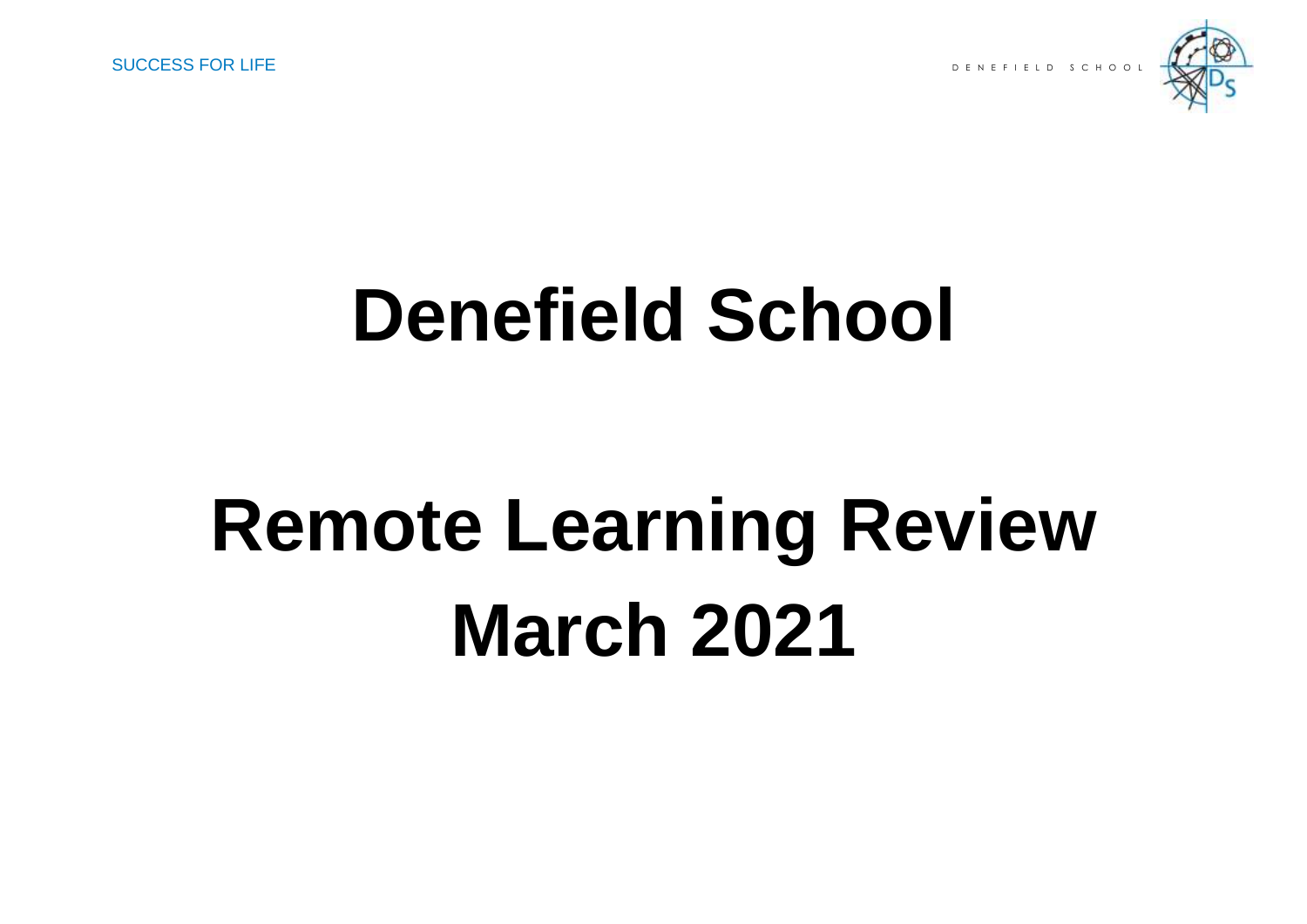SUCCESS FOR LIFE

DENEFIELD SCHOOL

# Denefield School

# Remote Learning Review March 2021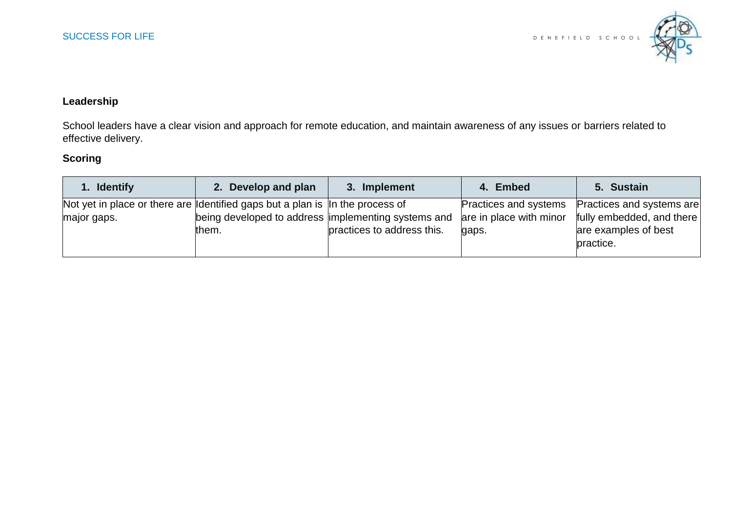## Leadership

School leaders have a clear vision and approach for remote education, and maintain awareness of any issues or barriers related to effective delivery.

### Scoring

| 1. Identify | 2. Develop and plan | 3. Implement | 4. Embed | 5. Sustain |
|---|---|---|---|---|
| Not yet in place or there are major gaps. | Identified gaps but a plan is being developed to address them. | In the process of implementing systems and practices to address this. | Practices and systems are in place with minor gaps. | Practices and systems are fully embedded, and there are examples of best practice. |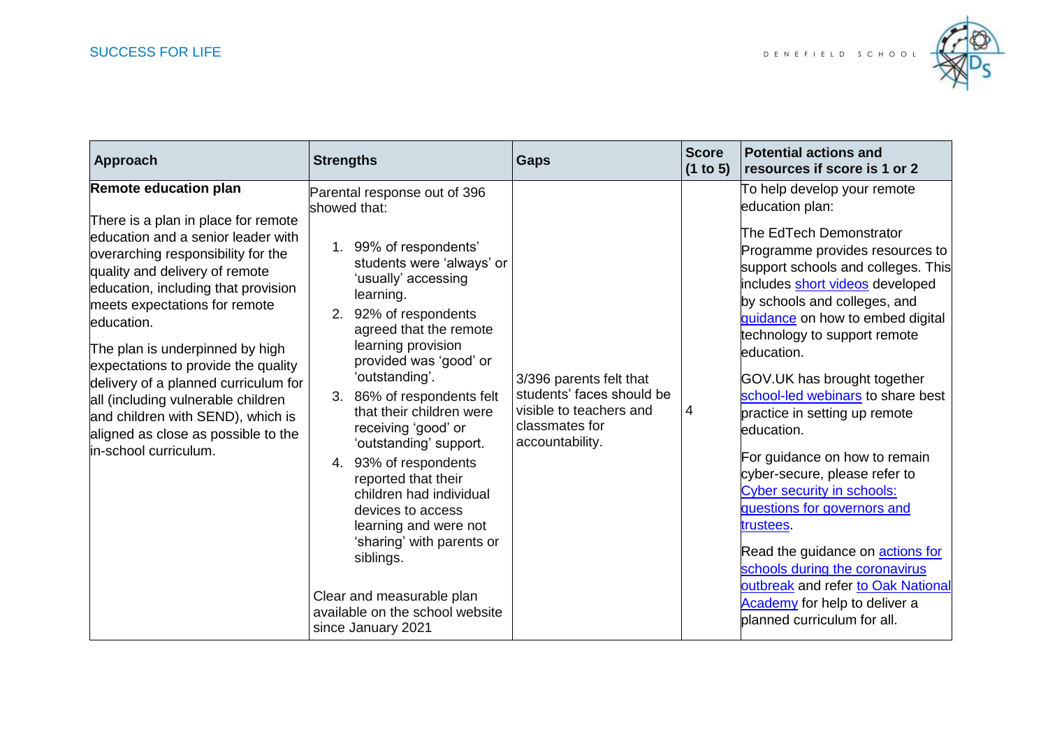| Approach | Strengths | Gaps | Score (1 to 5) | Potential actions and resources if score is 1 or 2 |
|---|---|---|---|---|
| **Remote education plan**<br><br>There is a plan in place for remote education and a senior leader with overarching responsibility for the quality and delivery of remote education, including that provision meets expectations for remote education.<br><br>The plan is underpinned by high expectations to provide the quality delivery of a planned curriculum for all (including vulnerable children and children with SEND), which is aligned as close as possible to the in-school curriculum. | Parental response out of 396 showed that:<br><br>1. 99% of respondents' students were 'always' or 'usually' accessing learning.<br>2. 92% of respondents agreed that the remote learning provision provided was 'good' or 'outstanding'.<br>3. 86% of respondents felt that their children were receiving 'good' or 'outstanding' support.<br>4. 93% of respondents reported that their children had individual devices to access learning and were not 'sharing' with parents or siblings.<br><br>Clear and measurable plan available on the school website since January 2021 | 3/396 parents felt that students' faces should be visible to teachers and classmates for accountability. | 4 | To help develop your remote education plan:<br><br>The EdTech Demonstrator Programme provides resources to support schools and colleges. This includes short videos developed by schools and colleges, and guidance on how to embed digital technology to support remote education.<br><br>GOV.UK has brought together school-led webinars to share best practice in setting up remote education.<br><br>For guidance on how to remain cyber-secure, please refer to Cyber security in schools: questions for governors and trustees.<br><br>Read the guidance on actions for schools during the coronavirus outbreak and refer to Oak National Academy for help to deliver a planned curriculum for all. |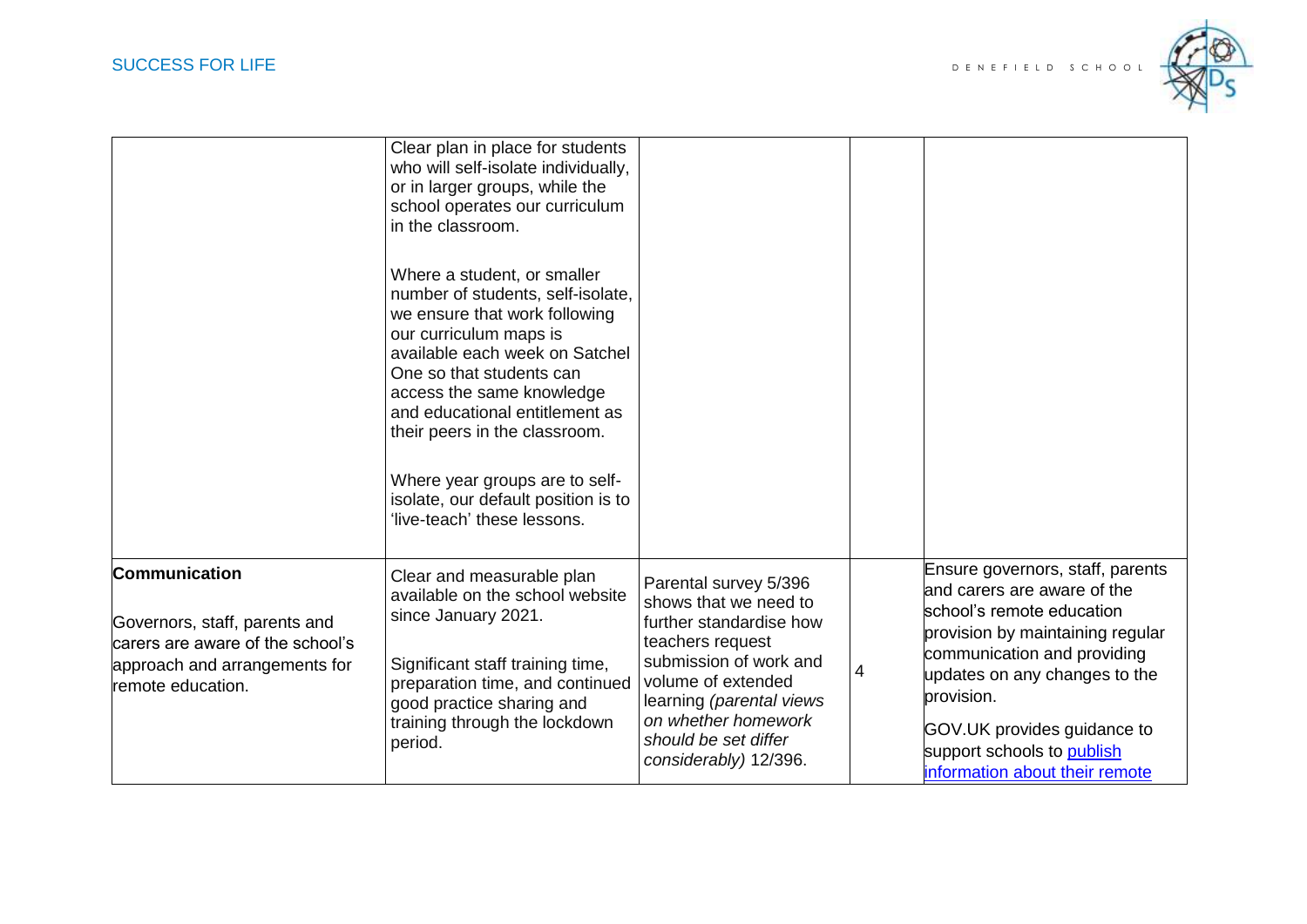| | | | | |
|---|---|---|---|---|
| | Clear plan in place for students who will self-isolate individually, or in larger groups, while the school operates our curriculum in the classroom.<br><br>Where a student, or smaller number of students, self-isolate, we ensure that work following our curriculum maps is available each week on Satchel One so that students can access the same knowledge and educational entitlement as their peers in the classroom.<br><br>Where year groups are to self-isolate, our default position is to 'live-teach' these lessons. | | | |
| **Communication**<br><br>Governors, staff, parents and carers are aware of the school's approach and arrangements for remote education. | Clear and measurable plan available on the school website since January 2021.<br><br>Significant staff training time, preparation time, and continued good practice sharing and training through the lockdown period. | Parental survey 5/396 shows that we need to further standardise how teachers request submission of work and volume of extended learning *(parental views on whether homework should be set differ considerably)* 12/396. | 4 | Ensure governors, staff, parents and carers are aware of the school's remote education provision by maintaining regular communication and providing updates on any changes to the provision.<br><br>GOV.UK provides guidance to support schools to [publish information about their remote](#) |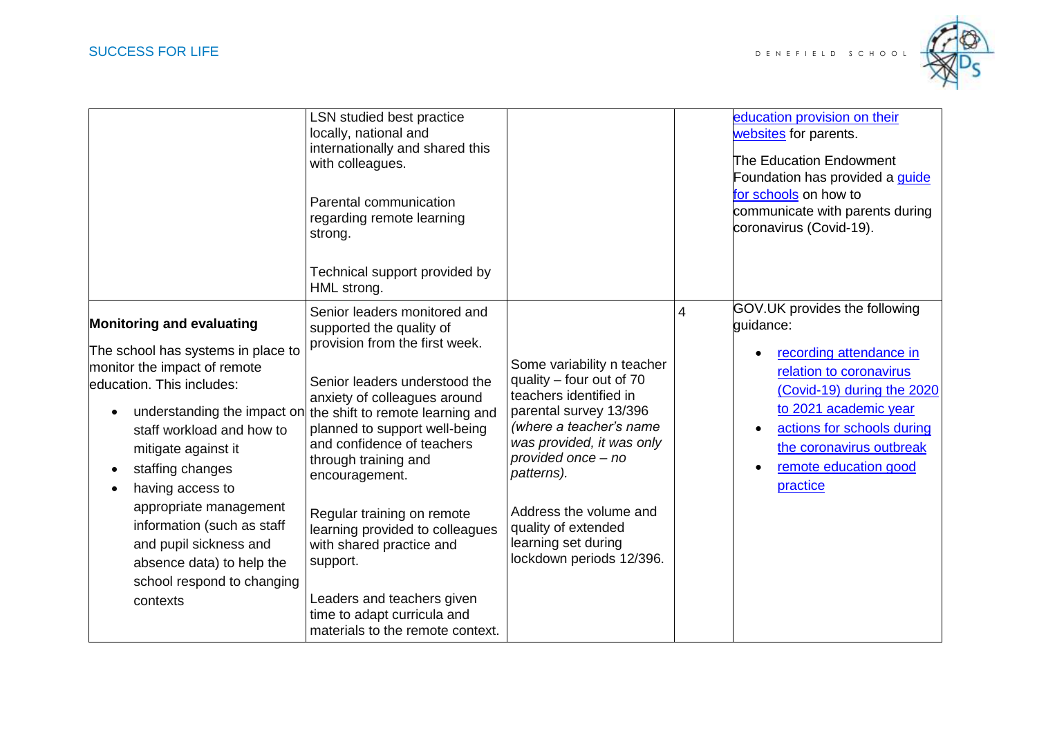| | | | | |
|---|---|---|---|---|
| | LSN studied best practice locally, national and internationally and shared this with colleagues.<br><br>Parental communication regarding remote learning strong.<br><br>Technical support provided by HML strong. | | | education provision on their websites for parents.<br><br>The Education Endowment Foundation has provided a guide for schools on how to communicate with parents during coronavirus (Covid-19). |
| **Monitoring and evaluating**<br><br>The school has systems in place to monitor the impact of remote education. This includes:<br><ul><li>understanding the impact on staff workload and how to mitigate against it</li><li>staffing changes</li><li>having access to appropriate management information (such as staff and pupil sickness and absence data) to help the school respond to changing contexts</li></ul> | Senior leaders monitored and supported the quality of provision from the first week.<br><br>Senior leaders understood the anxiety of colleagues around the shift to remote learning and planned to support well-being and confidence of teachers through training and encouragement.<br><br>Regular training on remote learning provided to colleagues with shared practice and support.<br><br>Leaders and teachers given time to adapt curricula and materials to the remote context. | Some variability n teacher quality – four out of 70 teachers identified in parental survey 13/396 *(where a teacher's name was provided, it was only provided once – no patterns).*<br><br>Address the volume and quality of extended learning set during lockdown periods 12/396. | 4 | GOV.UK provides the following guidance:<br><ul><li>recording attendance in relation to coronavirus (Covid-19) during the 2020 to 2021 academic year</li><li>actions for schools during the coronavirus outbreak</li><li>remote education good practice</li></ul> |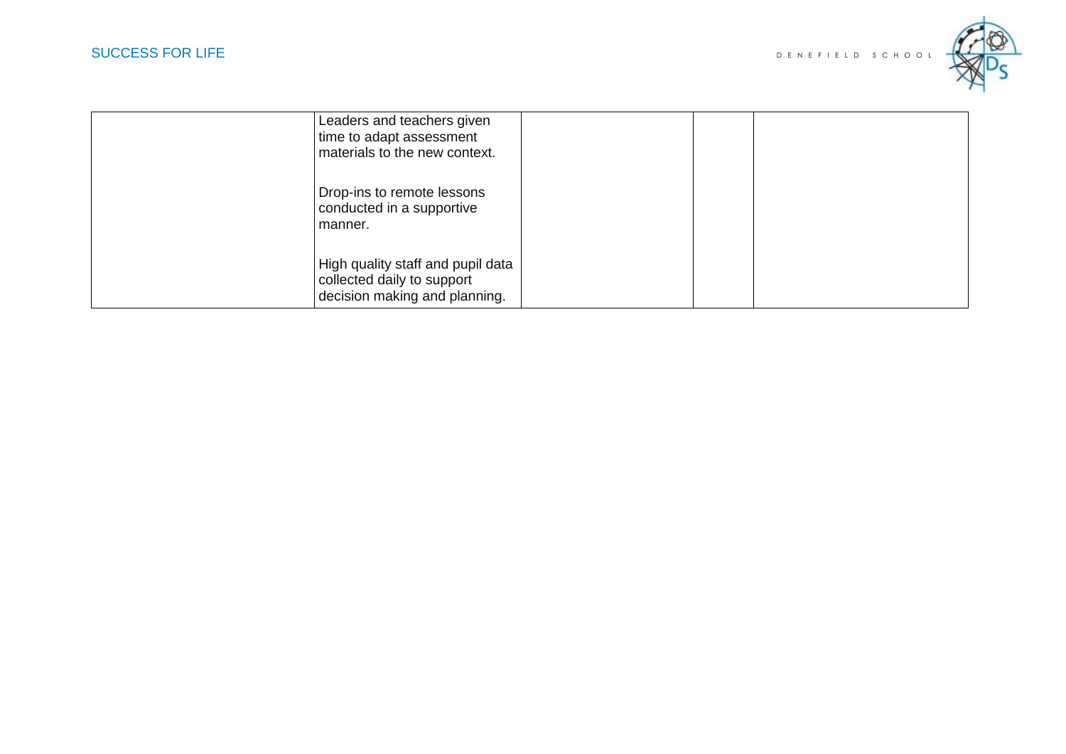|  |  |  |  |  |
|---|---|---|---|---|
|  | Leaders and teachers given time to adapt assessment materials to the new context.<br><br>Drop-ins to remote lessons conducted in a supportive manner.<br><br>High quality staff and pupil data collected daily to support decision making and planning. |  |  |  |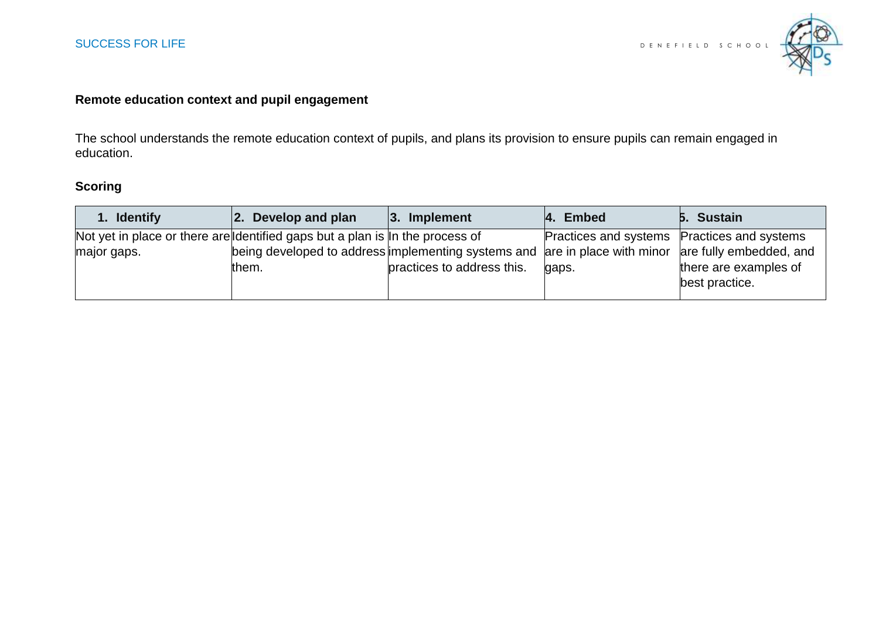**Remote education context and pupil engagement**

The school understands the remote education context of pupils, and plans its provision to ensure pupils can remain engaged in education.

**Scoring**

| 1. Identify | 2. Develop and plan | 3. Implement | 4. Embed | 5. Sustain |
|---|---|---|---|---|
| Not yet in place or there are major gaps. | Identified gaps but a plan is being developed to address them. | In the process of implementing systems and practices to address this. | Practices and systems are in place with minor gaps. | Practices and systems are fully embedded, and there are examples of best practice. |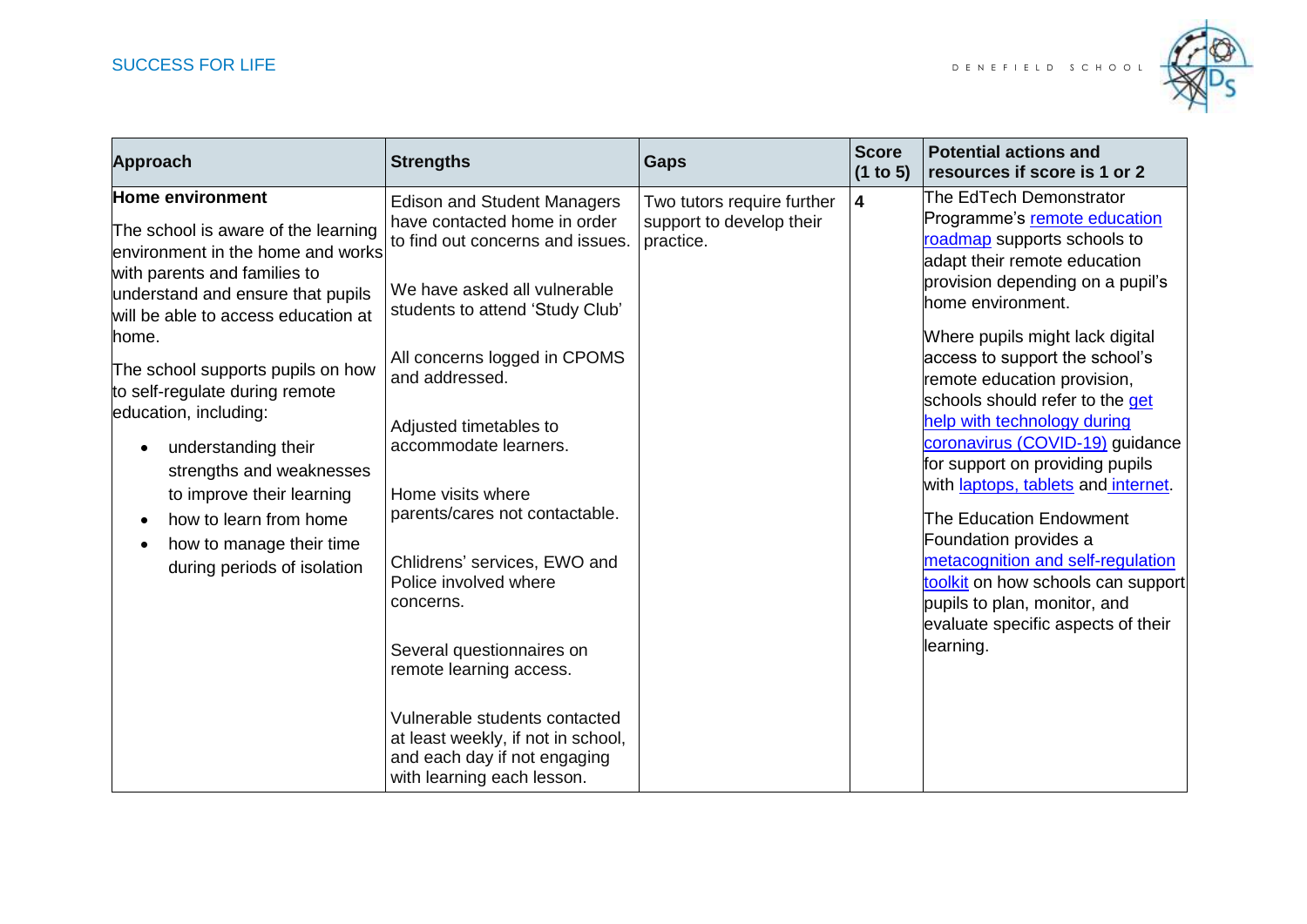| Approach | Strengths | Gaps | Score (1 to 5) | Potential actions and resources if score is 1 or 2 |
|---|---|---|---|---|
| **Home environment**<br><br>The school is aware of the learning environment in the home and works with parents and families to understand and ensure that pupils will be able to access education at home.<br><br>The school supports pupils on how to self-regulate during remote education, including:<br><br>• understanding their strengths and weaknesses to improve their learning<br>• how to learn from home<br>• how to manage their time during periods of isolation | Edison and Student Managers have contacted home in order to find out concerns and issues.<br><br>We have asked all vulnerable students to attend 'Study Club'<br><br>All concerns logged in CPOMS and addressed.<br><br>Adjusted timetables to accommodate learners.<br><br>Home visits where parents/cares not contactable.<br><br>Chlidrens' services, EWO and Police involved where concerns.<br><br>Several questionnaires on remote learning access.<br><br>Vulnerable students contacted at least weekly, if not in school, and each day if not engaging with learning each lesson. | Two tutors require further support to develop their practice. | **4** | The EdTech Demonstrator Programme's remote education roadmap supports schools to adapt their remote education provision depending on a pupil's home environment.<br><br>Where pupils might lack digital access to support the school's remote education provision, schools should refer to the get help with technology during coronavirus (COVID-19) guidance for support on providing pupils with laptops, tablets and internet.<br><br>The Education Endowment Foundation provides a metacognition and self-regulation toolkit on how schools can support pupils to plan, monitor, and evaluate specific aspects of their learning. |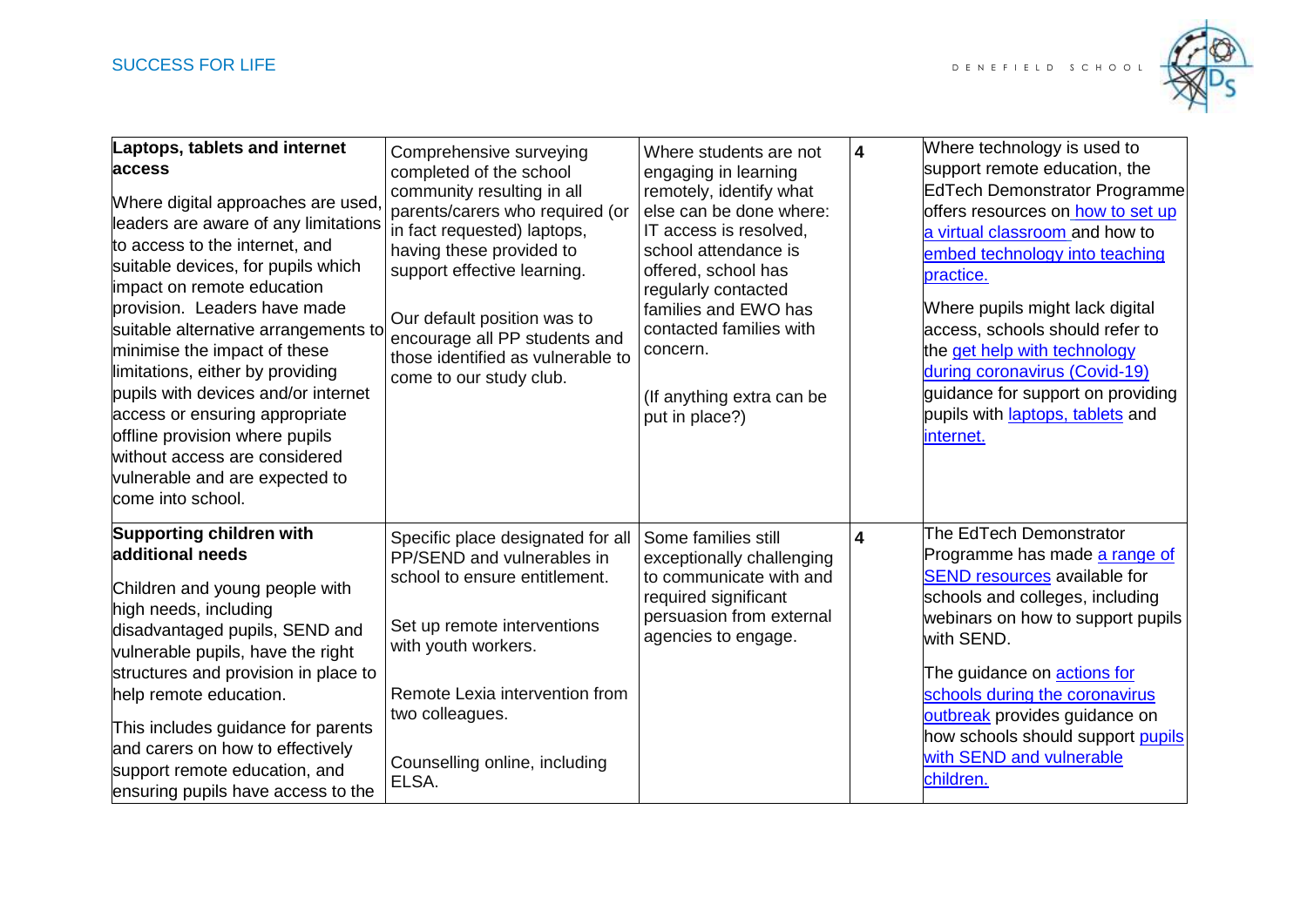| | | | | |
|---|---|---|---|---|
| **Laptops, tablets and internet access**<br><br>Where digital approaches are used, leaders are aware of any limitations to access to the internet, and suitable devices, for pupils which impact on remote education provision. Leaders have made suitable alternative arrangements to minimise the impact of these limitations, either by providing pupils with devices and/or internet access or ensuring appropriate offline provision where pupils without access are considered vulnerable and are expected to come into school. | Comprehensive surveying completed of the school community resulting in all parents/carers who required (or in fact requested) laptops, having these provided to support effective learning.<br><br>Our default position was to encourage all PP students and those identified as vulnerable to come to our study club. | Where students are not engaging in learning remotely, identify what else can be done where: IT access is resolved, school attendance is offered, school has regularly contacted families and EWO has contacted families with concern.<br><br>(If anything extra can be put in place?) | **4** | Where technology is used to support remote education, the EdTech Demonstrator Programme offers resources on how to set up a virtual classroom and how to embed technology into teaching practice.<br><br>Where pupils might lack digital access, schools should refer to the get help with technology during coronavirus (Covid-19) guidance for support on providing pupils with laptops, tablets and internet. |
| **Supporting children with additional needs**<br><br>Children and young people with high needs, including disadvantaged pupils, SEND and vulnerable pupils, have the right structures and provision in place to help remote education.<br><br>This includes guidance for parents and carers on how to effectively support remote education, and ensuring pupils have access to the | Specific place designated for all PP/SEND and vulnerables in school to ensure entitlement.<br><br>Set up remote interventions with youth workers.<br><br>Remote Lexia intervention from two colleagues.<br><br>Counselling online, including ELSA. | Some families still exceptionally challenging to communicate with and required significant persuasion from external agencies to engage. | **4** | The EdTech Demonstrator Programme has made a range of SEND resources available for schools and colleges, including webinars on how to support pupils with SEND.<br><br>The guidance on actions for schools during the coronavirus outbreak provides guidance on how schools should support pupils with SEND and vulnerable children. |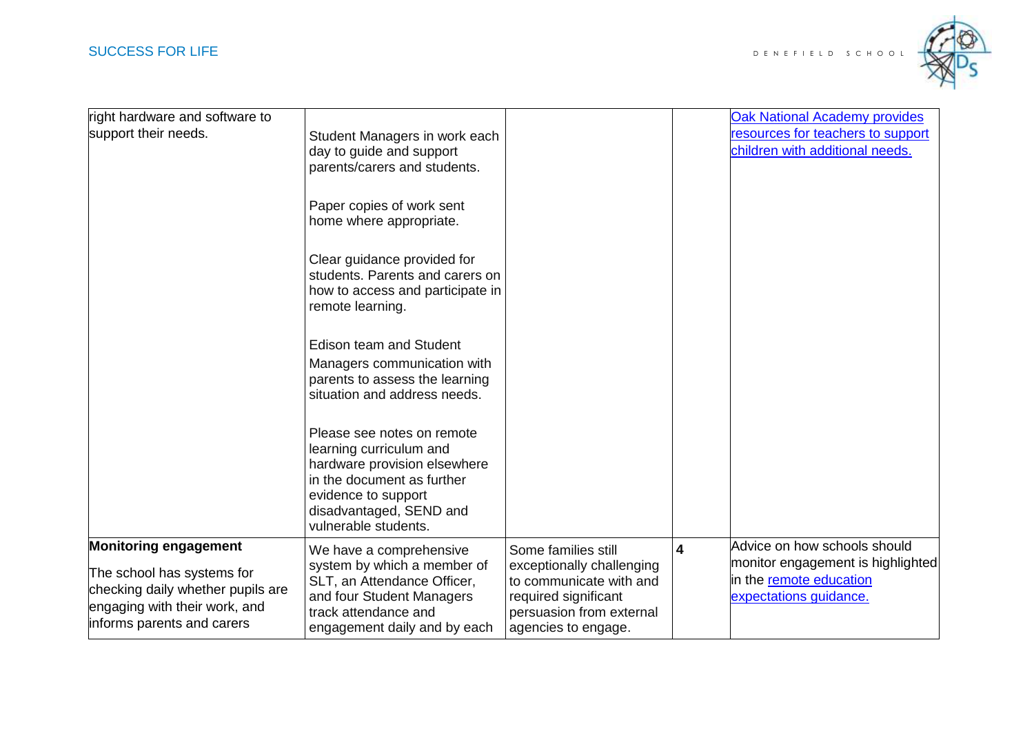| right hardware and software to support their needs. | Student Managers in work each day to guide and support parents/carers and students.<br><br>Paper copies of work sent home where appropriate.<br><br>Clear guidance provided for students. Parents and carers on how to access and participate in remote learning.<br><br>Edison team and Student Managers communication with parents to assess the learning situation and address needs.<br><br>Please see notes on remote learning curriculum and hardware provision elsewhere in the document as further evidence to support disadvantaged, SEND and vulnerable students. | | | [Oak National Academy provides resources for teachers to support children with additional needs.]() |
|---|---|---|---|---|
| **Monitoring engagement**<br><br>The school has systems for checking daily whether pupils are engaging with their work, and informs parents and carers | We have a comprehensive system by which a member of SLT, an Attendance Officer, and four Student Managers track attendance and engagement daily and by each | Some families still exceptionally challenging to communicate with and required significant persuasion from external agencies to engage. | **4** | Advice on how schools should monitor engagement is highlighted in the [remote education expectations guidance.]() |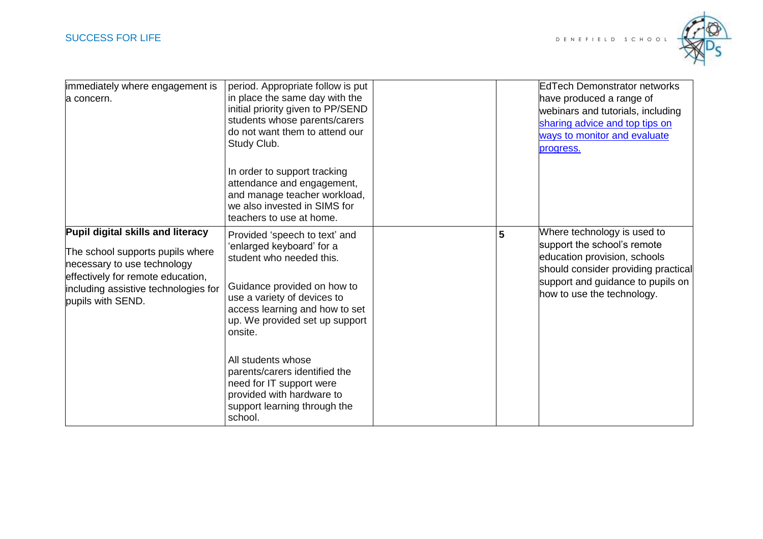| | | | | |
|---|---|---|---|---|
| immediately where engagement is a concern. | period. Appropriate follow is put in place the same day with the initial priority given to PP/SEND students whose parents/carers do not want them to attend our Study Club.<br><br>In order to support tracking attendance and engagement, and manage teacher workload, we also invested in SIMS for teachers to use at home. | | | EdTech Demonstrator networks have produced a range of webinars and tutorials, including sharing advice and top tips on ways to monitor and evaluate progress. |
| **Pupil digital skills and literacy**<br><br>The school supports pupils where necessary to use technology effectively for remote education, including assistive technologies for pupils with SEND. | Provided 'speech to text' and 'enlarged keyboard' for a student who needed this.<br><br>Guidance provided on how to use a variety of devices to access learning and how to set up. We provided set up support onsite.<br><br>All students whose parents/carers identified the need for IT support were provided with hardware to support learning through the school. | | **5** | Where technology is used to support the school's remote education provision, schools should consider providing practical support and guidance to pupils on how to use the technology. |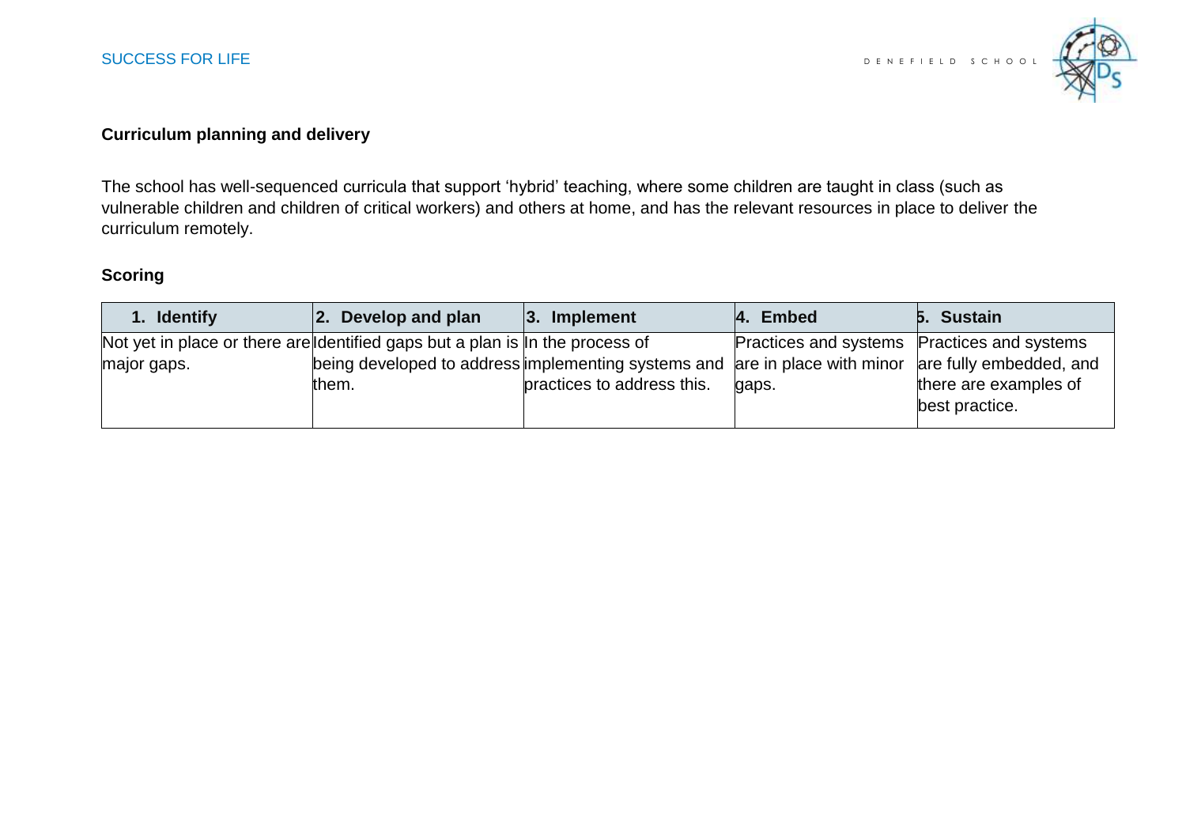**Curriculum planning and delivery**

The school has well-sequenced curricula that support 'hybrid' teaching, where some children are taught in class (such as vulnerable children and children of critical workers) and others at home, and has the relevant resources in place to deliver the curriculum remotely.

**Scoring**

| 1. Identify | 2. Develop and plan | 3. Implement | 4. Embed | 5. Sustain |
|---|---|---|---|---|
| Not yet in place or there are major gaps. | Identified gaps but a plan is being developed to address them. | In the process of implementing systems and practices to address this. | Practices and systems are in place with minor gaps. | Practices and systems are fully embedded, and there are examples of best practice. |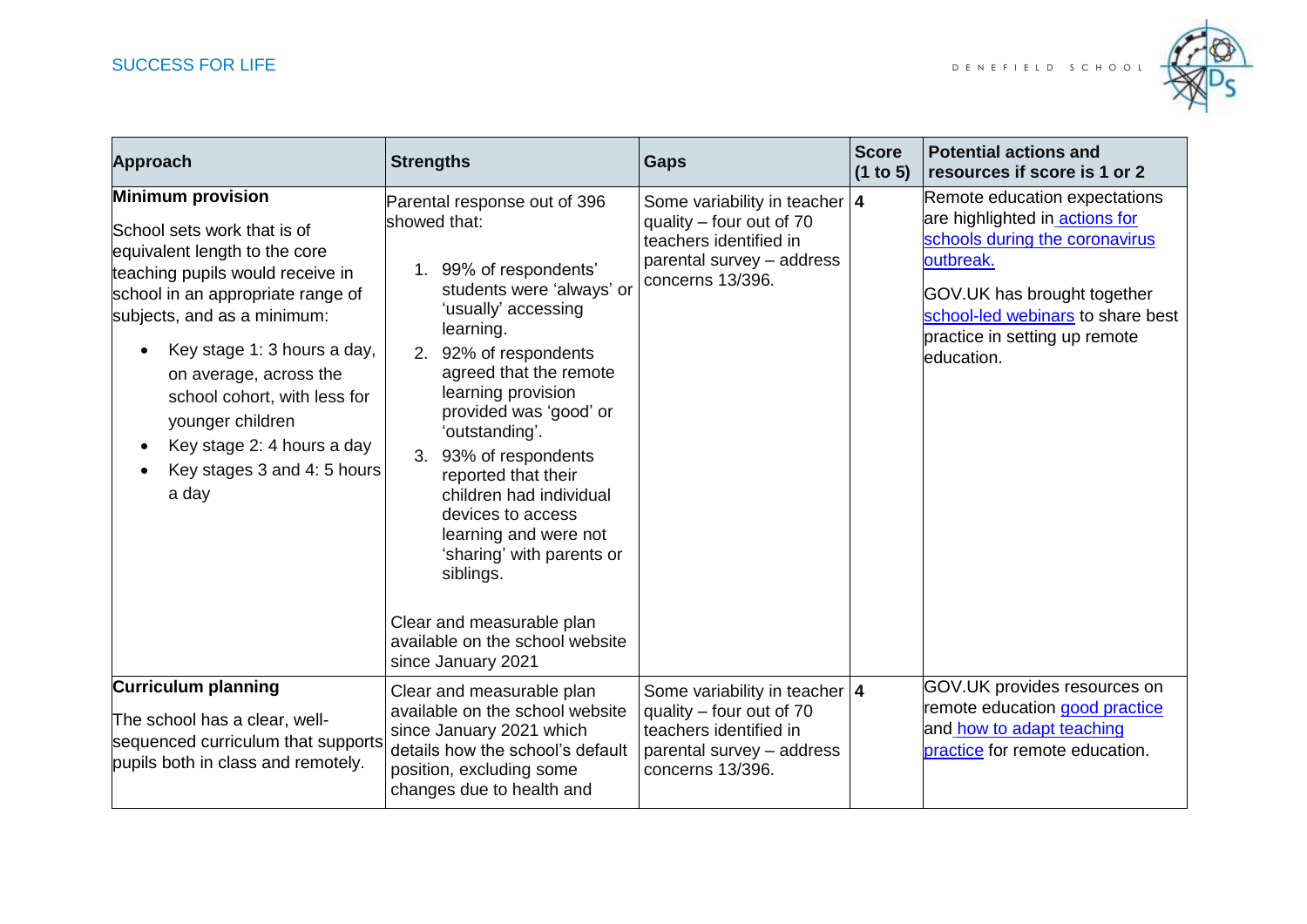| Approach | Strengths | Gaps | Score (1 to 5) | Potential actions and resources if score is 1 or 2 |
|---|---|---|---|---|
| **Minimum provision**<br><br>School sets work that is of equivalent length to the core teaching pupils would receive in school in an appropriate range of subjects, and as a minimum:<br><br>• Key stage 1: 3 hours a day, on average, across the school cohort, with less for younger children<br>• Key stage 2: 4 hours a day<br>• Key stages 3 and 4: 5 hours a day | Parental response out of 396 showed that:<br><br>1. 99% of respondents' students were 'always' or 'usually' accessing learning.<br>2. 92% of respondents agreed that the remote learning provision provided was 'good' or 'outstanding'.<br>3. 93% of respondents reported that their children had individual devices to access learning and were not 'sharing' with parents or siblings.<br><br>Clear and measurable plan available on the school website since January 2021 | Some variability in teacher quality – four out of 70 teachers identified in parental survey – address concerns 13/396. | **4** | Remote education expectations are highlighted in actions for schools during the coronavirus outbreak.<br><br>GOV.UK has brought together school-led webinars to share best practice in setting up remote education. |
| **Curriculum planning**<br><br>The school has a clear, well-sequenced curriculum that supports pupils both in class and remotely. | Clear and measurable plan available on the school website since January 2021 which details how the school's default position, excluding some changes due to health and | Some variability in teacher quality – four out of 70 teachers identified in parental survey – address concerns 13/396. | **4** | GOV.UK provides resources on remote education good practice and how to adapt teaching practice for remote education. |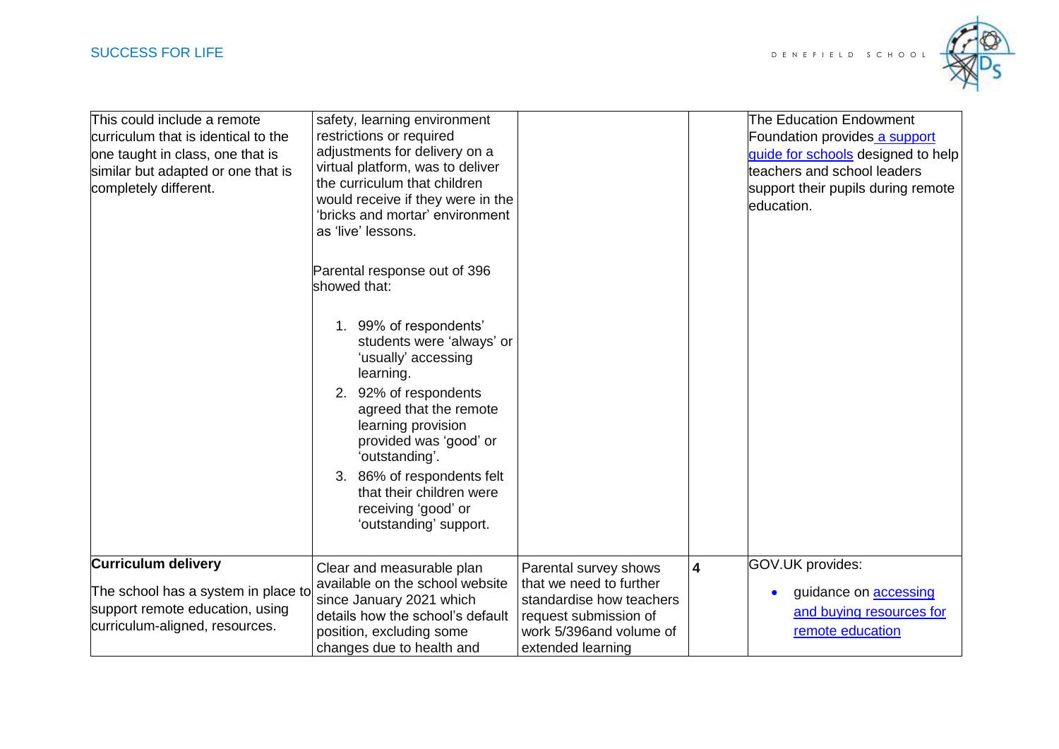| | | | | |
|---|---|---|---|---|
| This could include a remote curriculum that is identical to the one taught in class, one that is similar but adapted or one that is completely different. | safety, learning environment restrictions or required adjustments for delivery on a virtual platform, was to deliver the curriculum that children would receive if they were in the 'bricks and mortar' environment as 'live' lessons.<br><br>Parental response out of 396 showed that:<br><br>1. 99% of respondents' students were 'always' or 'usually' accessing learning.<br>2. 92% of respondents agreed that the remote learning provision provided was 'good' or 'outstanding'.<br>3. 86% of respondents felt that their children were receiving 'good' or 'outstanding' support. | | | The Education Endowment Foundation provides a support guide for schools designed to help teachers and school leaders support their pupils during remote education. |
| **Curriculum delivery**<br><br>The school has a system in place to support remote education, using curriculum-aligned, resources. | Clear and measurable plan available on the school website since January 2021 which details how the school's default position, excluding some changes due to health and | Parental survey shows that we need to further standardise how teachers request submission of work 5/396and volume of extended learning | **4** | GOV.UK provides:<br><br>• guidance on accessing and buying resources for remote education |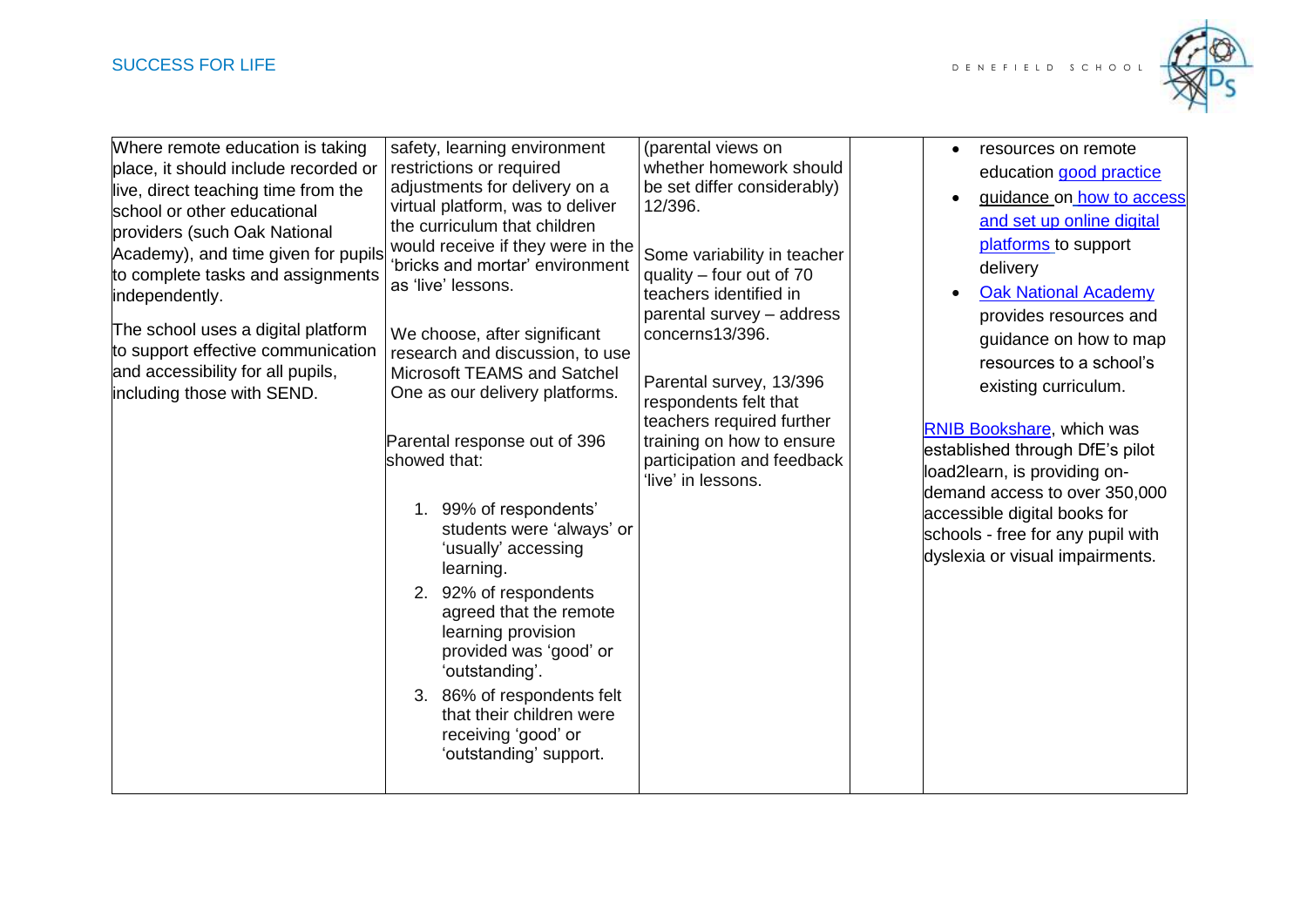| | | | | |
|---|---|---|---|---|
| Where remote education is taking place, it should include recorded or live, direct teaching time from the school or other educational providers (such Oak National Academy), and time given for pupils to complete tasks and assignments independently.<br><br>The school uses a digital platform to support effective communication and accessibility for all pupils, including those with SEND. | safety, learning environment restrictions or required adjustments for delivery on a virtual platform, was to deliver the curriculum that children would receive if they were in the 'bricks and mortar' environment as 'live' lessons.<br><br>We choose, after significant research and discussion, to use Microsoft TEAMS and Satchel One as our delivery platforms.<br><br>Parental response out of 396 showed that:<br><br>1. 99% of respondents' students were 'always' or 'usually' accessing learning.<br>2. 92% of respondents agreed that the remote learning provision provided was 'good' or 'outstanding'.<br>3. 86% of respondents felt that their children were receiving 'good' or 'outstanding' support. | (parental views on whether homework should be set differ considerably) 12/396.<br><br>Some variability in teacher quality – four out of 70 teachers identified in parental survey – address concerns13/396.<br><br>Parental survey, 13/396 respondents felt that teachers required further training on how to ensure participation and feedback 'live' in lessons. | | • resources on remote education good practice<br>• guidance on how to access and set up online digital platforms to support delivery<br>• Oak National Academy provides resources and guidance on how to map resources to a school's existing curriculum.<br><br>RNIB Bookshare, which was established through DfE's pilot load2learn, is providing on-demand access to over 350,000 accessible digital books for schools - free for any pupil with dyslexia or visual impairments. |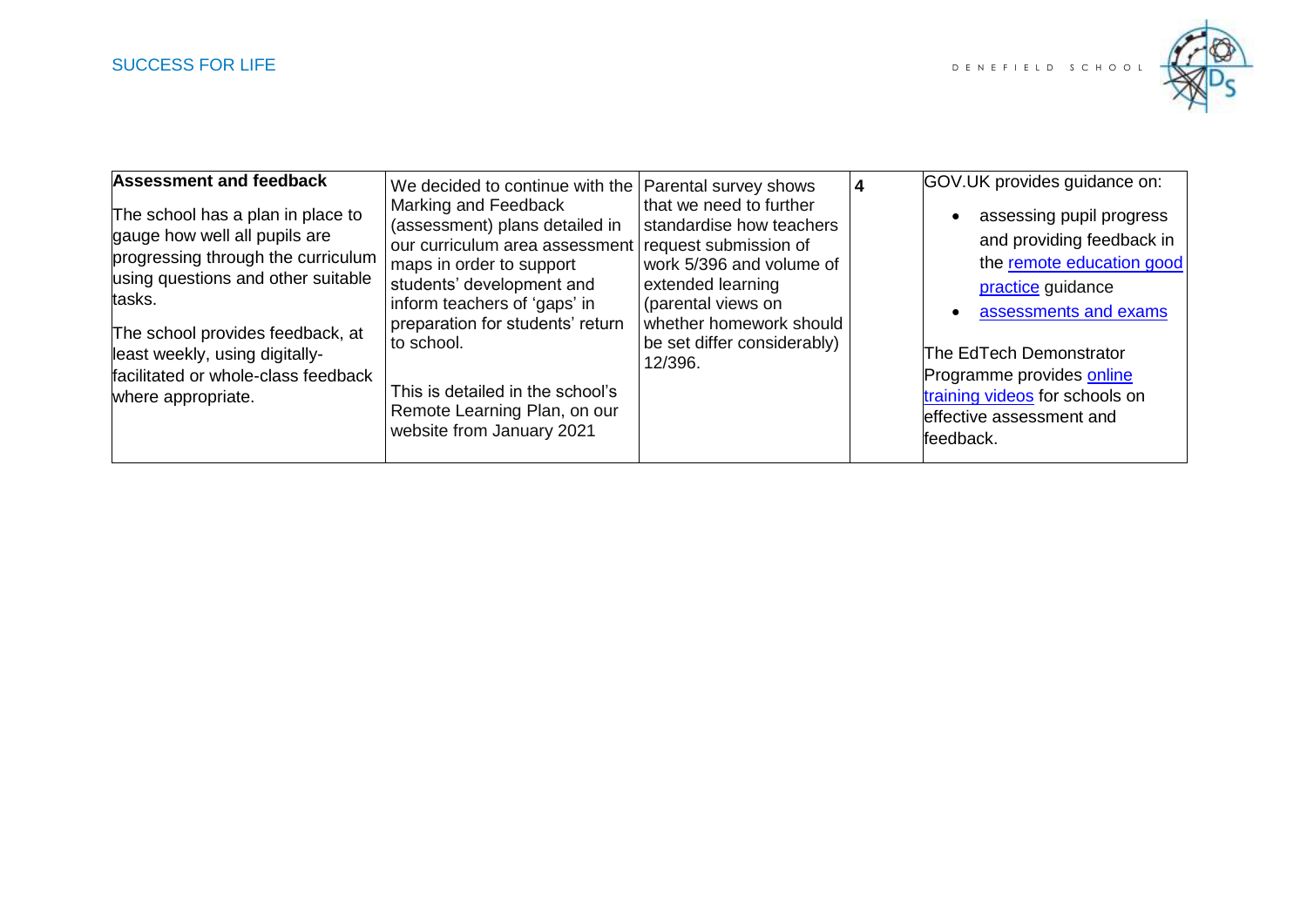| | | | | |
|---|---|---|---|---|
| **Assessment and feedback**<br><br>The school has a plan in place to gauge how well all pupils are progressing through the curriculum using questions and other suitable tasks.<br><br>The school provides feedback, at least weekly, using digitally-facilitated or whole-class feedback where appropriate. | We decided to continue with the Marking and Feedback (assessment) plans detailed in our curriculum area assessment maps in order to support students' development and inform teachers of 'gaps' in preparation for students' return to school.<br><br>This is detailed in the school's Remote Learning Plan, on our website from January 2021 | Parental survey shows that we need to further standardise how teachers request submission of work 5/396 and volume of extended learning (parental views on whether homework should be set differ considerably) 12/396. | **4** | GOV.UK provides guidance on:<br><br>• assessing pupil progress and providing feedback in the remote education good practice guidance<br>• assessments and exams<br><br>The EdTech Demonstrator Programme provides online training videos for schools on effective assessment and feedback. |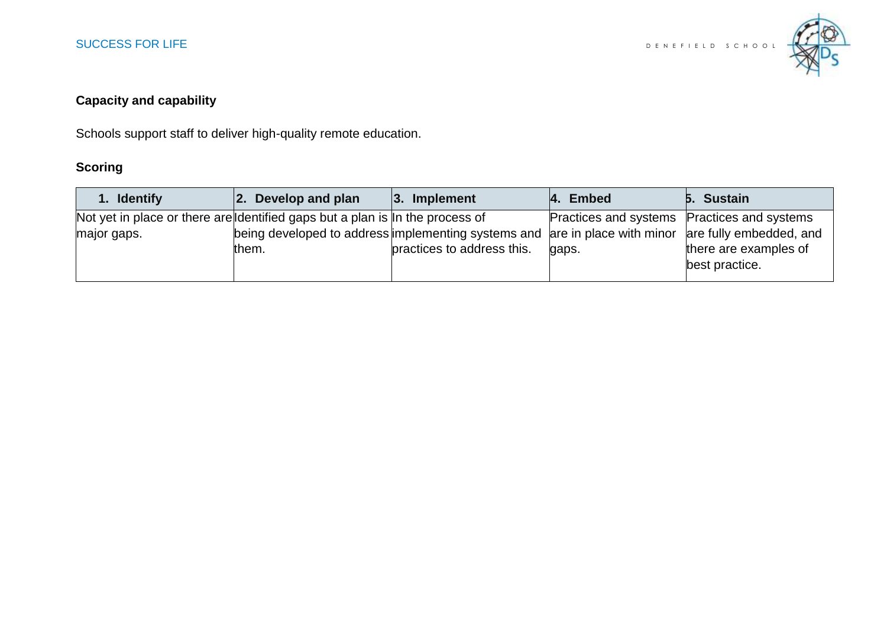**Capacity and capability**

Schools support staff to deliver high-quality remote education.

**Scoring**

| 1. Identify | 2. Develop and plan | 3. Implement | 4. Embed | 5. Sustain |
|---|---|---|---|---|
| Not yet in place or there are major gaps. | Identified gaps but a plan is being developed to address them. | In the process of implementing systems and practices to address this. | Practices and systems are in place with minor gaps. | Practices and systems are fully embedded, and there are examples of best practice. |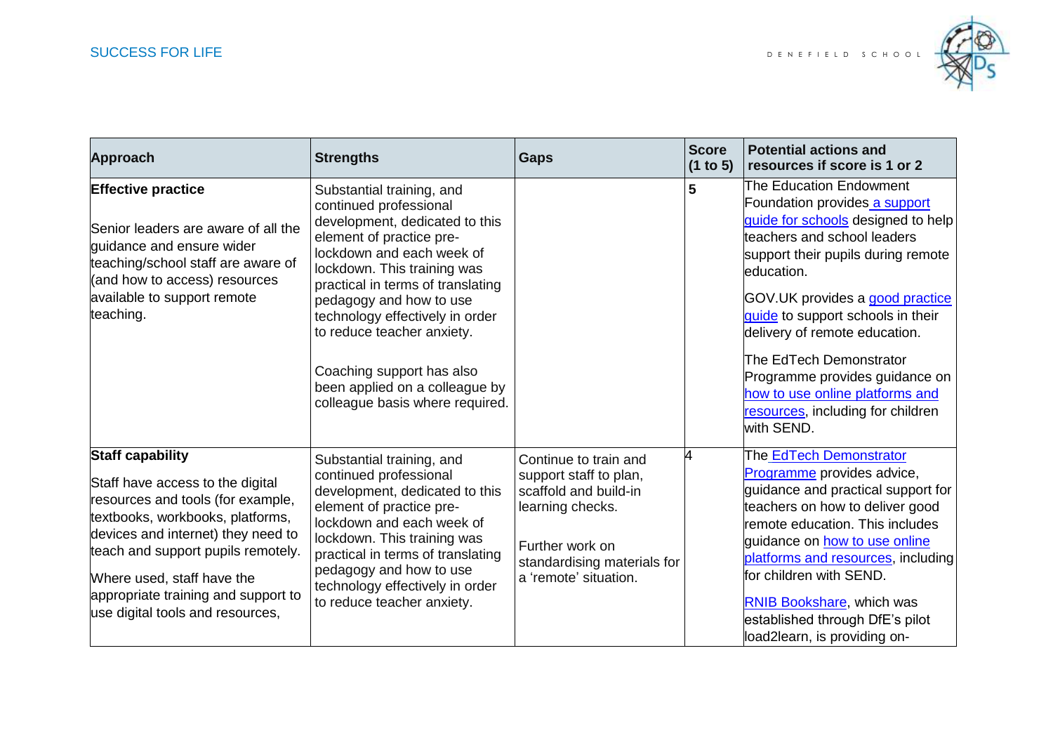| Approach | Strengths | Gaps | Score (1 to 5) | Potential actions and resources if score is 1 or 2 |
|---|---|---|---|---|
| **Effective practice**<br><br>Senior leaders are aware of all the guidance and ensure wider teaching/school staff are aware of (and how to access) resources available to support remote teaching. | Substantial training, and continued professional development, dedicated to this element of practice pre-lockdown and each week of lockdown. This training was practical in terms of translating pedagogy and how to use technology effectively in order to reduce teacher anxiety.<br><br>Coaching support has also been applied on a colleague by colleague basis where required. | | 5 | The Education Endowment Foundation provides a support guide for schools designed to help teachers and school leaders support their pupils during remote education.<br><br>GOV.UK provides a good practice guide to support schools in their delivery of remote education.<br><br>The EdTech Demonstrator Programme provides guidance on how to use online platforms and resources, including for children with SEND. |
| **Staff capability**<br><br>Staff have access to the digital resources and tools (for example, textbooks, workbooks, platforms, devices and internet) they need to teach and support pupils remotely.<br><br>Where used, staff have the appropriate training and support to use digital tools and resources, | Substantial training, and continued professional development, dedicated to this element of practice pre-lockdown and each week of lockdown. This training was practical in terms of translating pedagogy and how to use technology effectively in order to reduce teacher anxiety. | Continue to train and support staff to plan, scaffold and build-in learning checks.<br><br>Further work on standardising materials for a 'remote' situation. | 4 | The EdTech Demonstrator Programme provides advice, guidance and practical support for teachers on how to deliver good remote education. This includes guidance on how to use online platforms and resources, including for children with SEND.<br><br>RNIB Bookshare, which was established through DfE's pilot load2learn, is providing on- |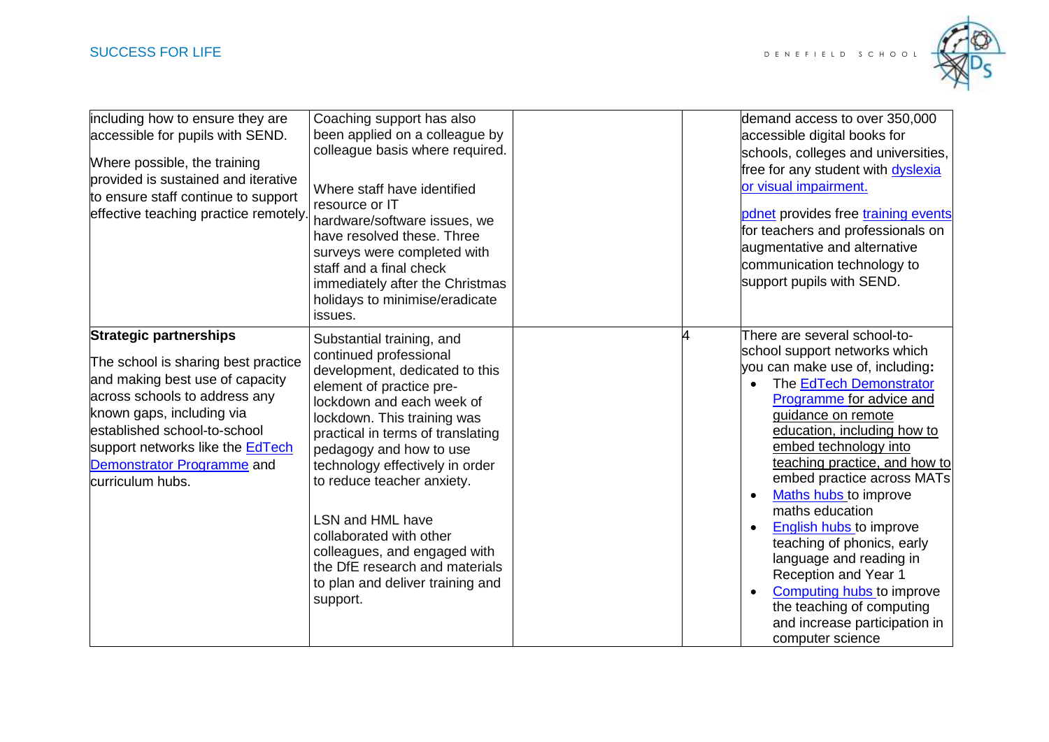| | | | | |
|---|---|---|---|---|
| including how to ensure they are accessible for pupils with SEND.<br><br>Where possible, the training provided is sustained and iterative to ensure staff continue to support effective teaching practice remotely. | Coaching support has also been applied on a colleague by colleague basis where required.<br><br>Where staff have identified resource or IT hardware/software issues, we have resolved these. Three surveys were completed with staff and a final check immediately after the Christmas holidays to minimise/eradicate issues. | | | demand access to over 350,000 accessible digital books for schools, colleges and universities, free for any student with dyslexia or visual impairment.<br><br>pdnet provides free training events for teachers and professionals on augmentative and alternative communication technology to support pupils with SEND. |
| **Strategic partnerships**<br><br>The school is sharing best practice and making best use of capacity across schools to address any known gaps, including via established school-to-school support networks like the EdTech Demonstrator Programme and curriculum hubs. | Substantial training, and continued professional development, dedicated to this element of practice pre-lockdown and each week of lockdown. This training was practical in terms of translating pedagogy and how to use technology effectively in order to reduce teacher anxiety.<br><br>LSN and HML have collaborated with other colleagues, and engaged with the DfE research and materials to plan and deliver training and support. | | 4 | There are several school-to-school support networks which you can make use of, including:<br>• The EdTech Demonstrator Programme for advice and guidance on remote education, including how to embed technology into teaching practice, and how to embed practice across MATs<br>• Maths hubs to improve maths education<br>• English hubs to improve teaching of phonics, early language and reading in Reception and Year 1<br>• Computing hubs to improve the teaching of computing and increase participation in computer science |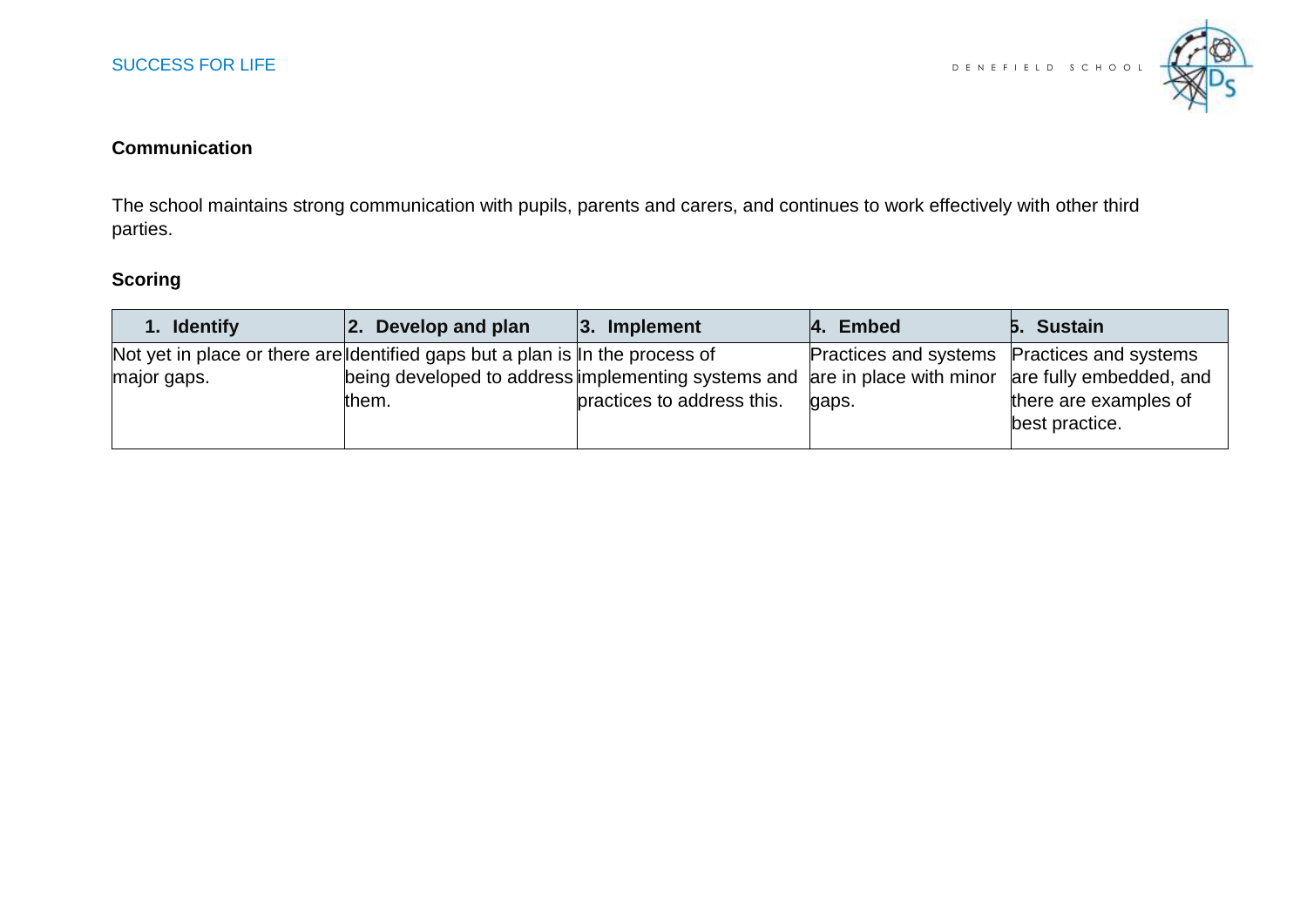**Communication**

The school maintains strong communication with pupils, parents and carers, and continues to work effectively with other third parties.

**Scoring**

| 1. Identify | 2. Develop and plan | 3. Implement | 4. Embed | 5. Sustain |
|---|---|---|---|---|
| Not yet in place or there are major gaps. | Identified gaps but a plan is being developed to address them. | In the process of implementing systems and practices to address this. | Practices and systems are in place with minor gaps. | Practices and systems are fully embedded, and there are examples of best practice. |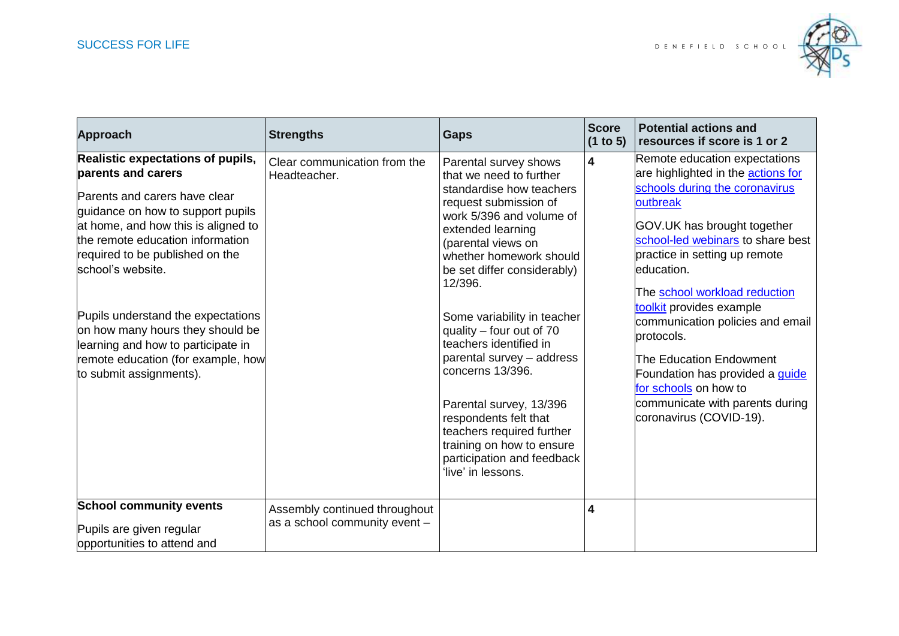| Approach | Strengths | Gaps | Score (1 to 5) | Potential actions and resources if score is 1 or 2 |
|---|---|---|---|---|
| **Realistic expectations of pupils, parents and carers**<br><br>Parents and carers have clear guidance on how to support pupils at home, and how this is aligned to the remote education information required to be published on the school's website.<br><br>Pupils understand the expectations on how many hours they should be learning and how to participate in remote education (for example, how to submit assignments). | Clear communication from the Headteacher. | Parental survey shows that we need to further standardise how teachers request submission of work 5/396 and volume of extended learning (parental views on whether homework should be set differ considerably) 12/396.<br><br>Some variability in teacher quality – four out of 70 teachers identified in parental survey – address concerns 13/396.<br><br>Parental survey, 13/396 respondents felt that teachers required further training on how to ensure participation and feedback 'live' in lessons. | **4** | Remote education expectations are highlighted in the actions for schools during the coronavirus outbreak<br><br>GOV.UK has brought together school-led webinars to share best practice in setting up remote education.<br><br>The school workload reduction toolkit provides example communication policies and email protocols.<br><br>The Education Endowment Foundation has provided a guide for schools on how to communicate with parents during coronavirus (COVID-19). |
| **School community events**<br><br>Pupils are given regular opportunities to attend and | Assembly continued throughout as a school community event – | | **4** | |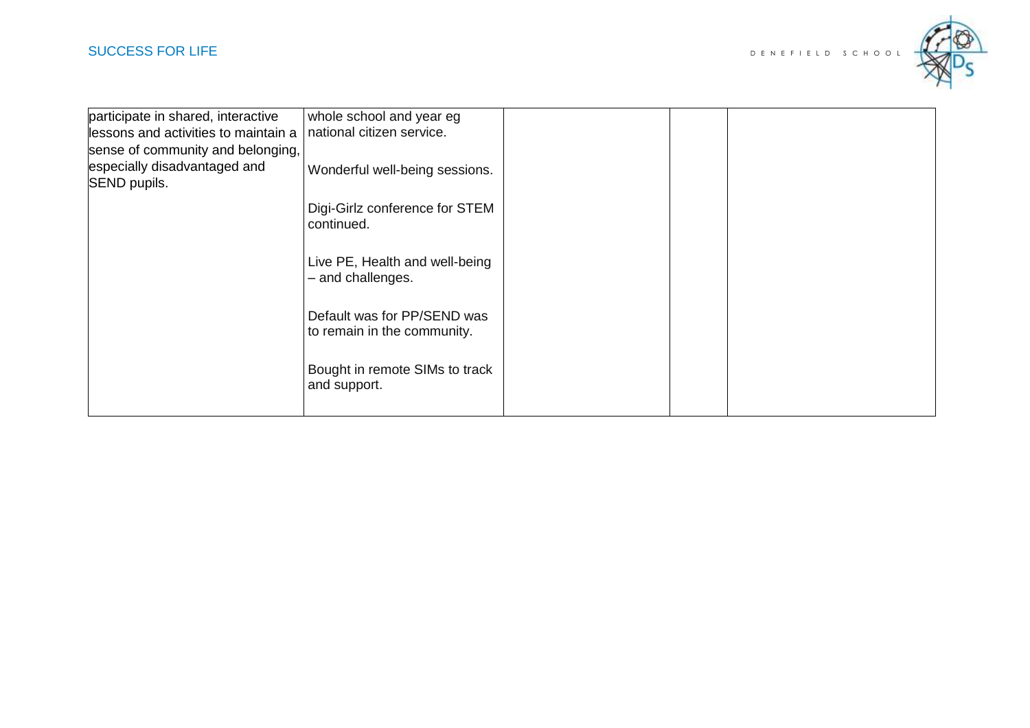| | | | | |
|---|---|---|---|---|
| participate in shared, interactive lessons and activities to maintain a sense of community and belonging, especially disadvantaged and SEND pupils. | whole school and year eg national citizen service.<br><br>Wonderful well-being sessions.<br><br>Digi-Girlz conference for STEM continued.<br><br>Live PE, Health and well-being – and challenges.<br><br>Default was for PP/SEND was to remain in the community.<br><br>Bought in remote SIMs to track and support. | | | |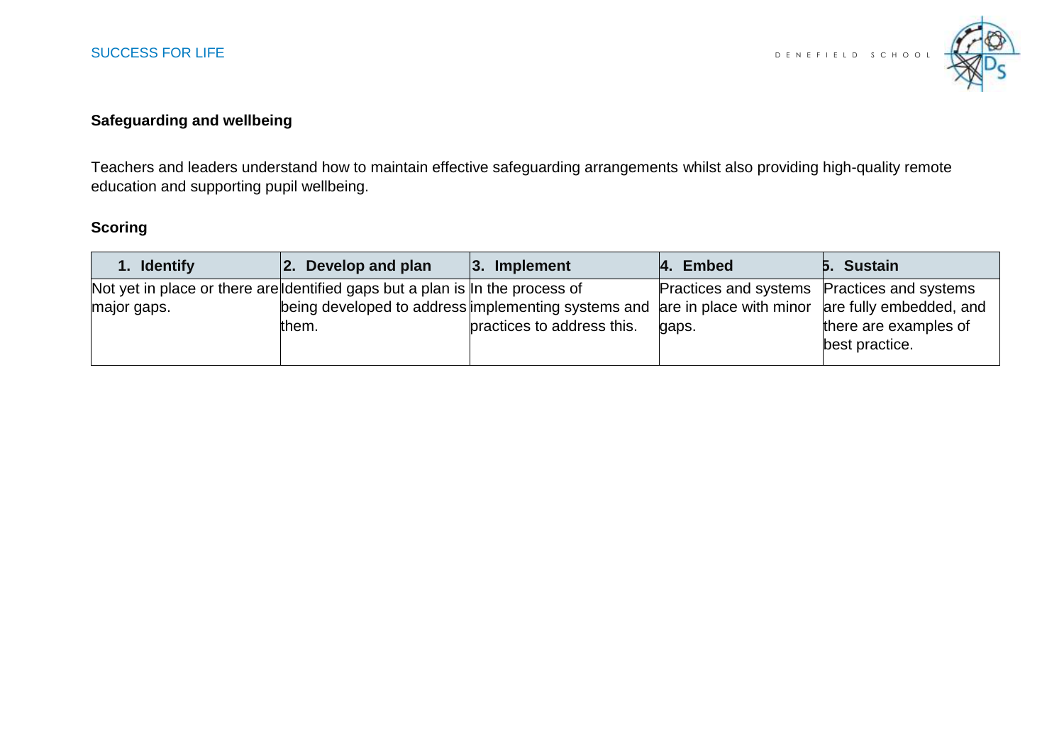**Safeguarding and wellbeing**

Teachers and leaders understand how to maintain effective safeguarding arrangements whilst also providing high-quality remote education and supporting pupil wellbeing.

**Scoring**

| 1. Identify | 2. Develop and plan | 3. Implement | 4. Embed | 5. Sustain |
|---|---|---|---|---|
| Not yet in place or there are major gaps. | Identified gaps but a plan is being developed to address them. | In the process of implementing systems and practices to address this. | Practices and systems are in place with minor gaps. | Practices and systems are fully embedded, and there are examples of best practice. |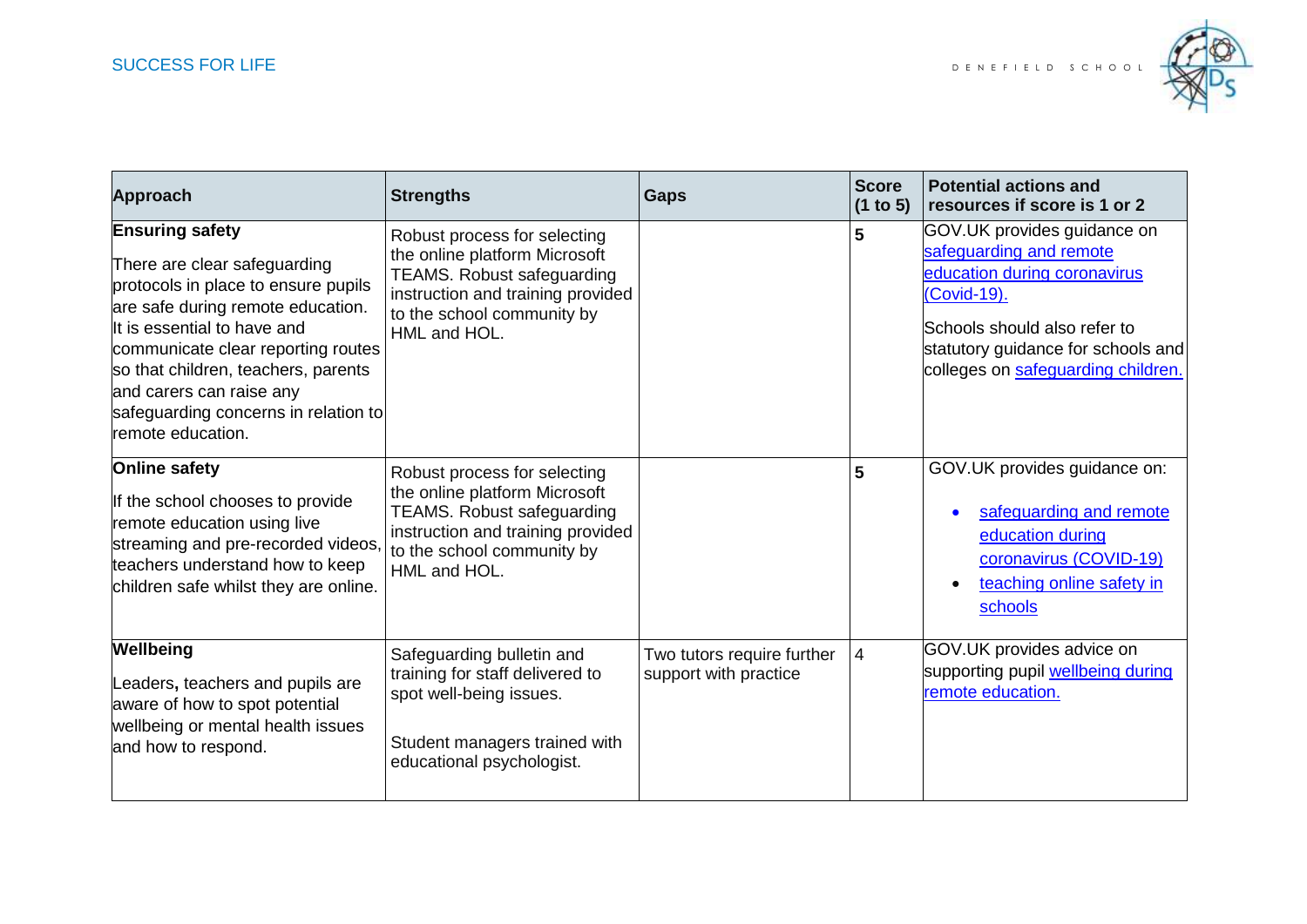| Approach | Strengths | Gaps | Score (1 to 5) | Potential actions and resources if score is 1 or 2 |
|---|---|---|---|---|
| **Ensuring safety**<br><br>There are clear safeguarding protocols in place to ensure pupils are safe during remote education. It is essential to have and communicate clear reporting routes so that children, teachers, parents and carers can raise any safeguarding concerns in relation to remote education. | Robust process for selecting the online platform Microsoft TEAMS. Robust safeguarding instruction and training provided to the school community by HML and HOL. | | **5** | GOV.UK provides guidance on safeguarding and remote education during coronavirus (Covid-19).<br><br>Schools should also refer to statutory guidance for schools and colleges on safeguarding children. |
| **Online safety**<br><br>If the school chooses to provide remote education using live streaming and pre-recorded videos, teachers understand how to keep children safe whilst they are online. | Robust process for selecting the online platform Microsoft TEAMS. Robust safeguarding instruction and training provided to the school community by HML and HOL. | | **5** | GOV.UK provides guidance on:<br>• safeguarding and remote education during coronavirus (COVID-19)<br>• teaching online safety in schools |
| **Wellbeing**<br><br>Leaders**,** teachers and pupils are aware of how to spot potential wellbeing or mental health issues and how to respond. | Safeguarding bulletin and training for staff delivered to spot well-being issues.<br><br>Student managers trained with educational psychologist. | Two tutors require further support with practice | 4 | GOV.UK provides advice on supporting pupil wellbeing during remote education. |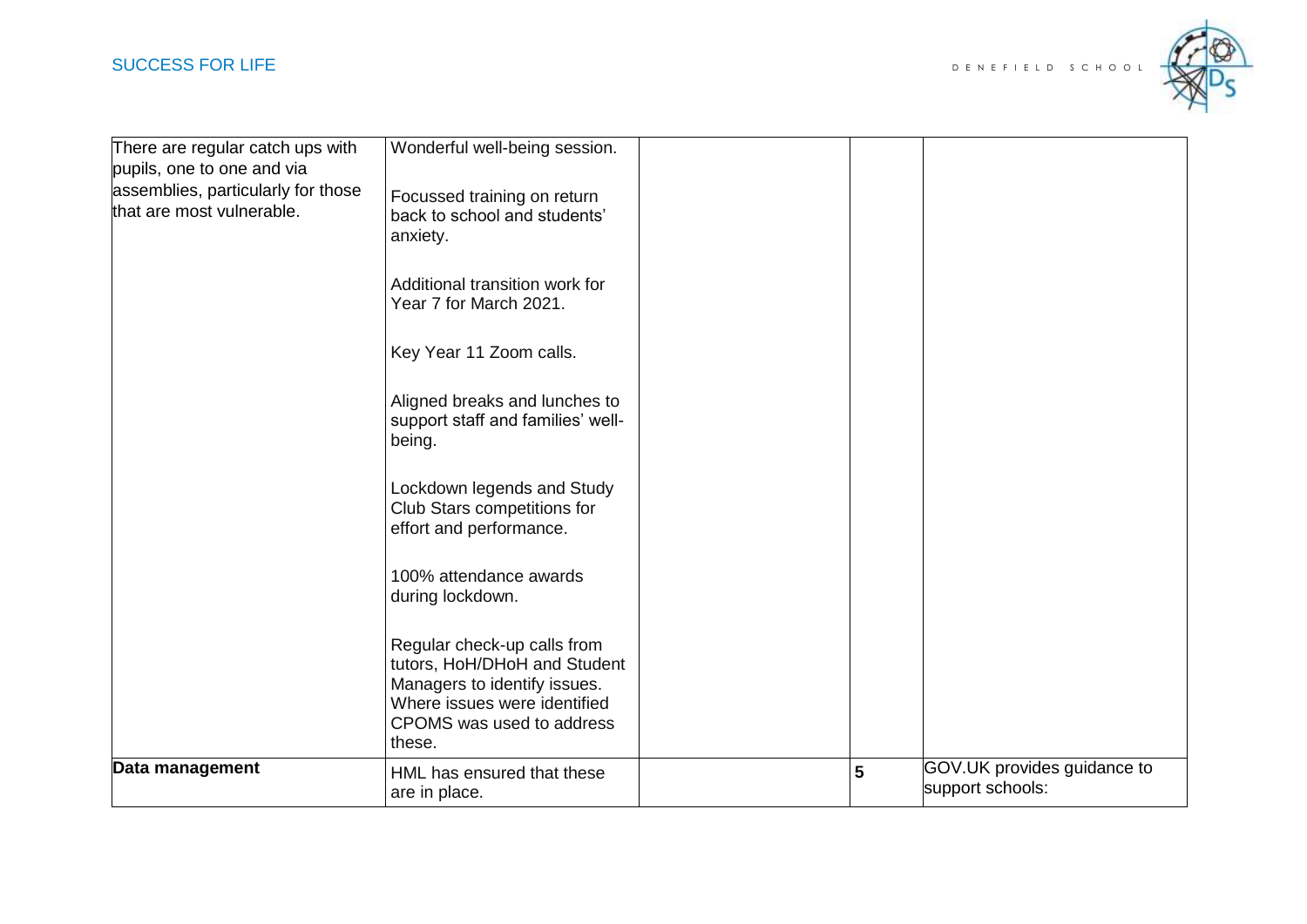| | | | | |
|---|---|---|---|---|
| There are regular catch ups with pupils, one to one and via assemblies, particularly for those that are most vulnerable. | Wonderful well-being session.<br><br>Focussed training on return back to school and students' anxiety.<br><br>Additional transition work for Year 7 for March 2021.<br><br>Key Year 11 Zoom calls.<br><br>Aligned breaks and lunches to support staff and families' well-being.<br><br>Lockdown legends and Study Club Stars competitions for effort and performance.<br><br>100% attendance awards during lockdown.<br><br>Regular check-up calls from tutors, HoH/DHoH and Student Managers to identify issues. Where issues were identified CPOMS was used to address these. | | | |
| **Data management** | HML has ensured that these are in place. | | **5** | GOV.UK provides guidance to support schools: |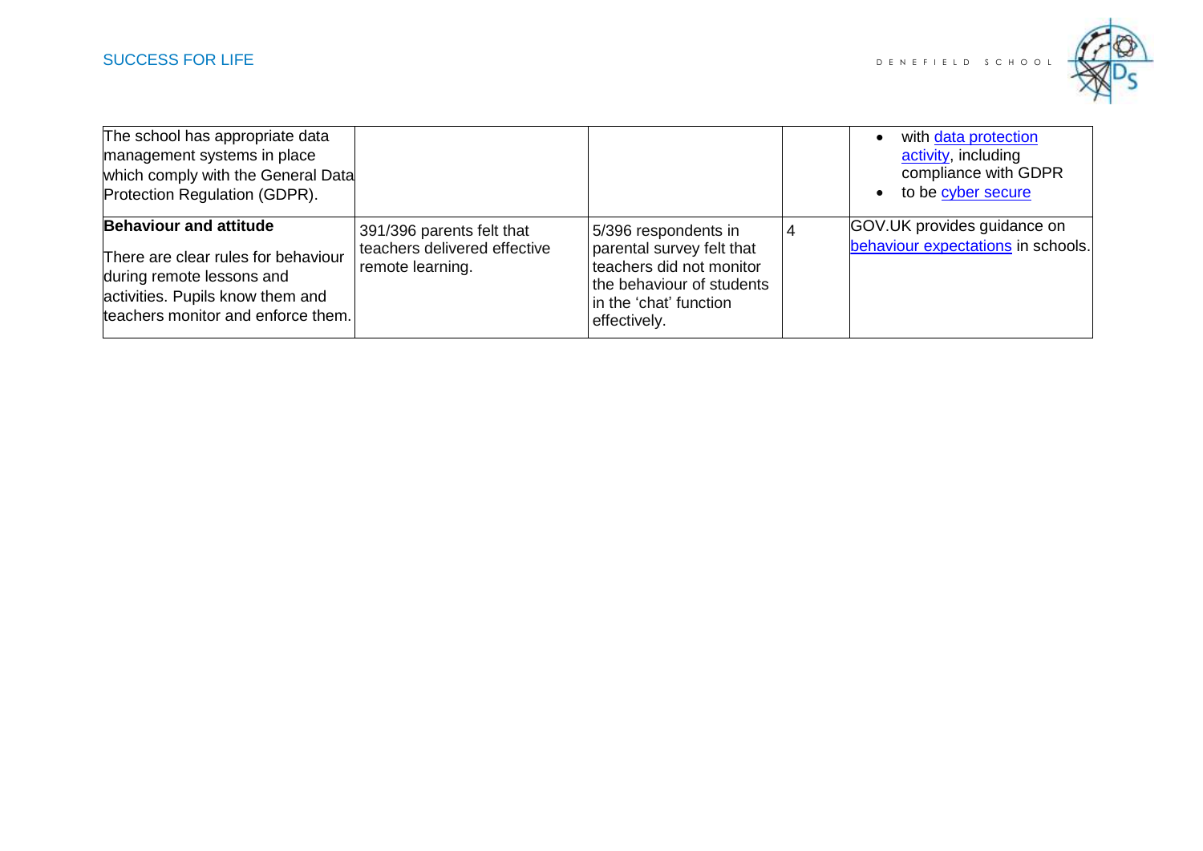| | | | | |
|---|---|---|---|---|
| The school has appropriate data management systems in place which comply with the General Data Protection Regulation (GDPR). | | | | • with data protection activity, including compliance with GDPR<br>• to be cyber secure |
| **Behaviour and attitude**<br>There are clear rules for behaviour during remote lessons and activities. Pupils know them and teachers monitor and enforce them. | 391/396 parents felt that teachers delivered effective remote learning. | 5/396 respondents in parental survey felt that teachers did not monitor the behaviour of students in the 'chat' function effectively. | 4 | GOV.UK provides guidance on behaviour expectations in schools. |